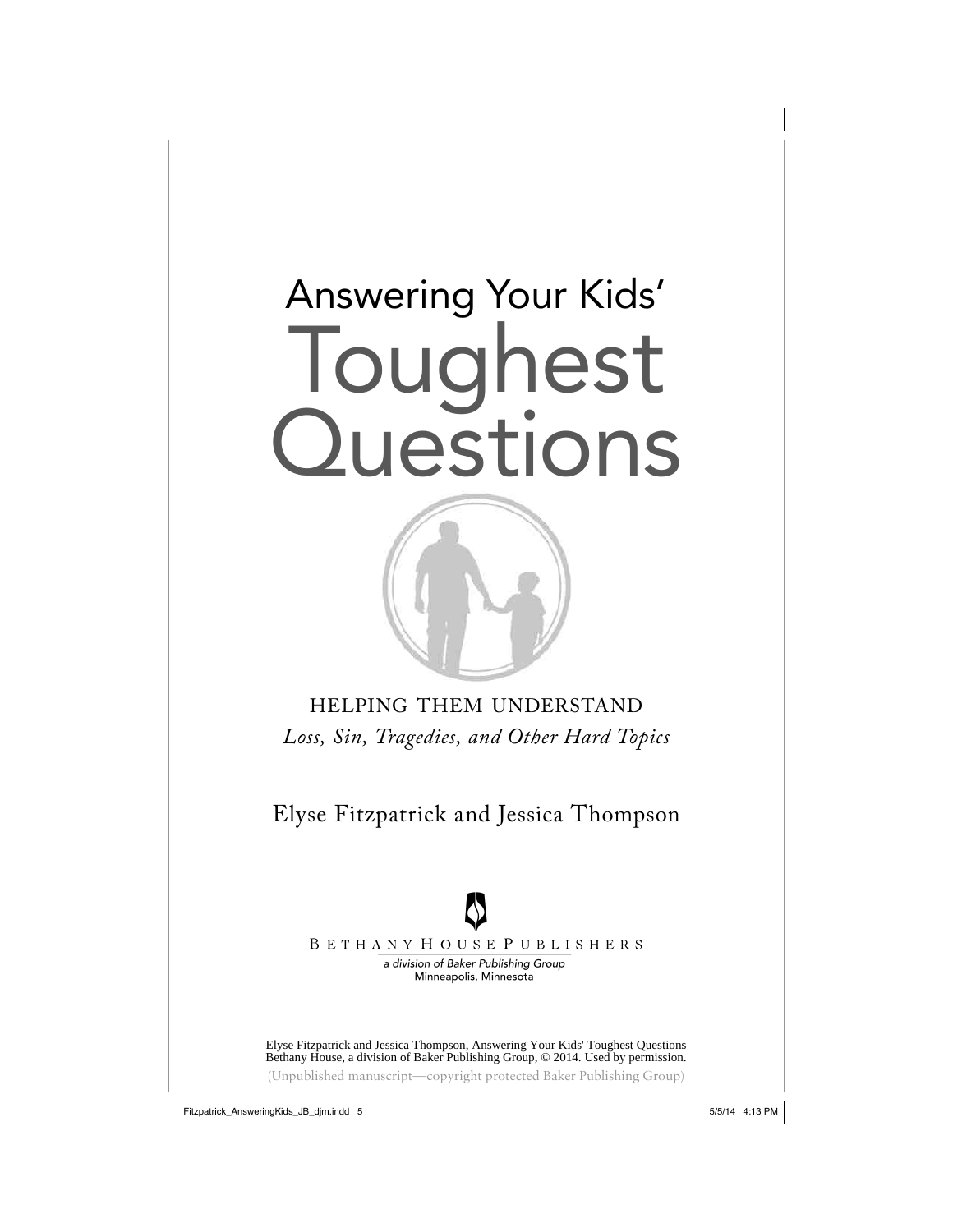# Answering Your Kids' Toughest Questions

HELPING THEM UNDERSTAND

*Loss, Sin, Tragedies, and Other Hard Topics*

Elyse Fitzpatrick and Jessica Thompson

BETHANY HOUSE PUBLISHERS

*a division of Baker Publishing Group*

Minneapolis, Minnesota

Elyse Fitzpatrick and Jessica Thompson, Answering Your Kids' Toughest Questions
Bethany House, a division of Baker Publishing Group, © 2014. Used by permission.

(Unpublished manuscript—copyright protected Baker Publishing Group)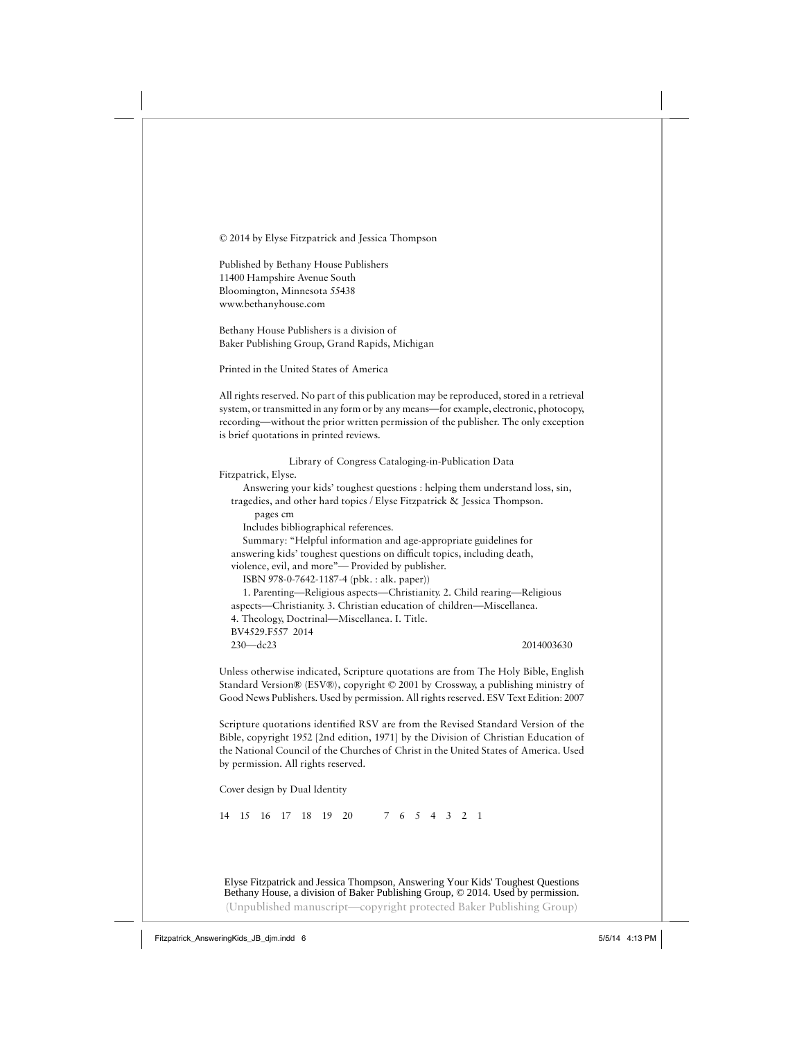© 2014 by Elyse Fitzpatrick and Jessica Thompson

Published by Bethany House Publishers
11400 Hampshire Avenue South
Bloomington, Minnesota 55438
www.bethanyhouse.com

Bethany House Publishers is a division of
Baker Publishing Group, Grand Rapids, Michigan

Printed in the United States of America

All rights reserved. No part of this publication may be reproduced, stored in a retrieval system, or transmitted in any form or by any means—for example, electronic, photocopy, recording—without the prior written permission of the publisher. The only exception is brief quotations in printed reviews.

Library of Congress Cataloging-in-Publication Data

Fitzpatrick, Elyse.
Answering your kids' toughest questions : helping them understand loss, sin, tragedies, and other hard topics / Elyse Fitzpatrick & Jessica Thompson.
pages cm
Includes bibliographical references.
Summary: "Helpful information and age-appropriate guidelines for answering kids' toughest questions on difficult topics, including death, violence, evil, and more"— Provided by publisher.
ISBN 978-0-7642-1187-4 (pbk. : alk. paper))
1. Parenting—Religious aspects—Christianity. 2. Child rearing—Religious aspects—Christianity. 3. Christian education of children—Miscellanea. 4. Theology, Doctrinal—Miscellanea. I. Title.
BV4529.F557 2014
230—dc23 2014003630

Unless otherwise indicated, Scripture quotations are from The Holy Bible, English Standard Version® (ESV®), copyright © 2001 by Crossway, a publishing ministry of Good News Publishers. Used by permission. All rights reserved. ESV Text Edition: 2007

Scripture quotations identified RSV are from the Revised Standard Version of the Bible, copyright 1952 [2nd edition, 1971] by the Division of Christian Education of the National Council of the Churches of Christ in the United States of America. Used by permission. All rights reserved.

Cover design by Dual Identity

14 15 16 17 18 19 20 7 6 5 4 3 2 1

Elyse Fitzpatrick and Jessica Thompson, Answering Your Kids' Toughest Questions
Bethany House, a division of Baker Publishing Group, © 2014. Used by permission.
(Unpublished manuscript—copyright protected Baker Publishing Group)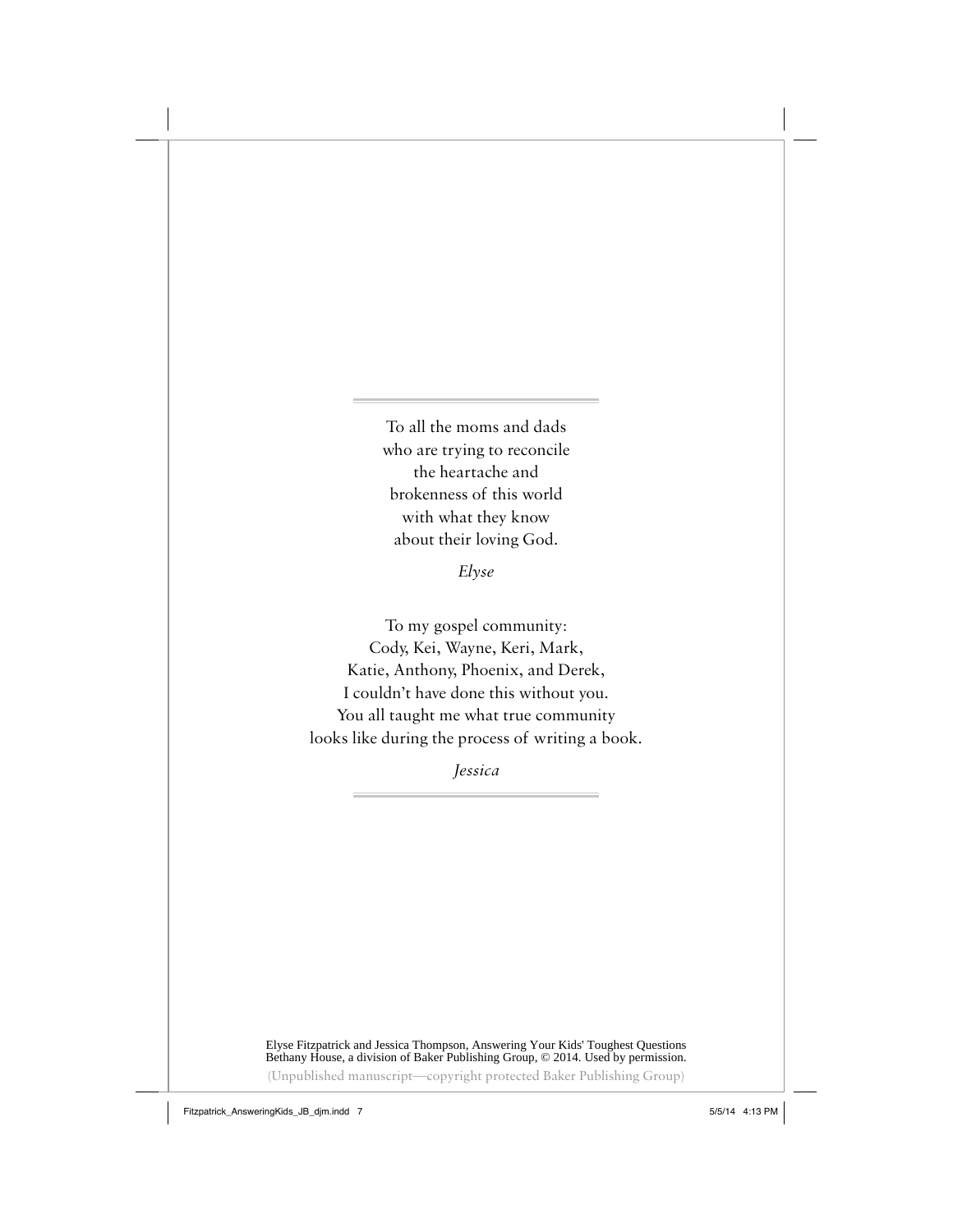To all the moms and dads
who are trying to reconcile
the heartache and
brokenness of this world
with what they know
about their loving God.

*Elyse*

To my gospel community:
Cody, Kei, Wayne, Keri, Mark,
Katie, Anthony, Phoenix, and Derek,
I couldn't have done this without you.
You all taught me what true community
looks like during the process of writing a book.

*Jessica*

Elyse Fitzpatrick and Jessica Thompson, Answering Your Kids' Toughest Questions
Bethany House, a division of Baker Publishing Group, © 2014. Used by permission.

(Unpublished manuscript—copyright protected Baker Publishing Group)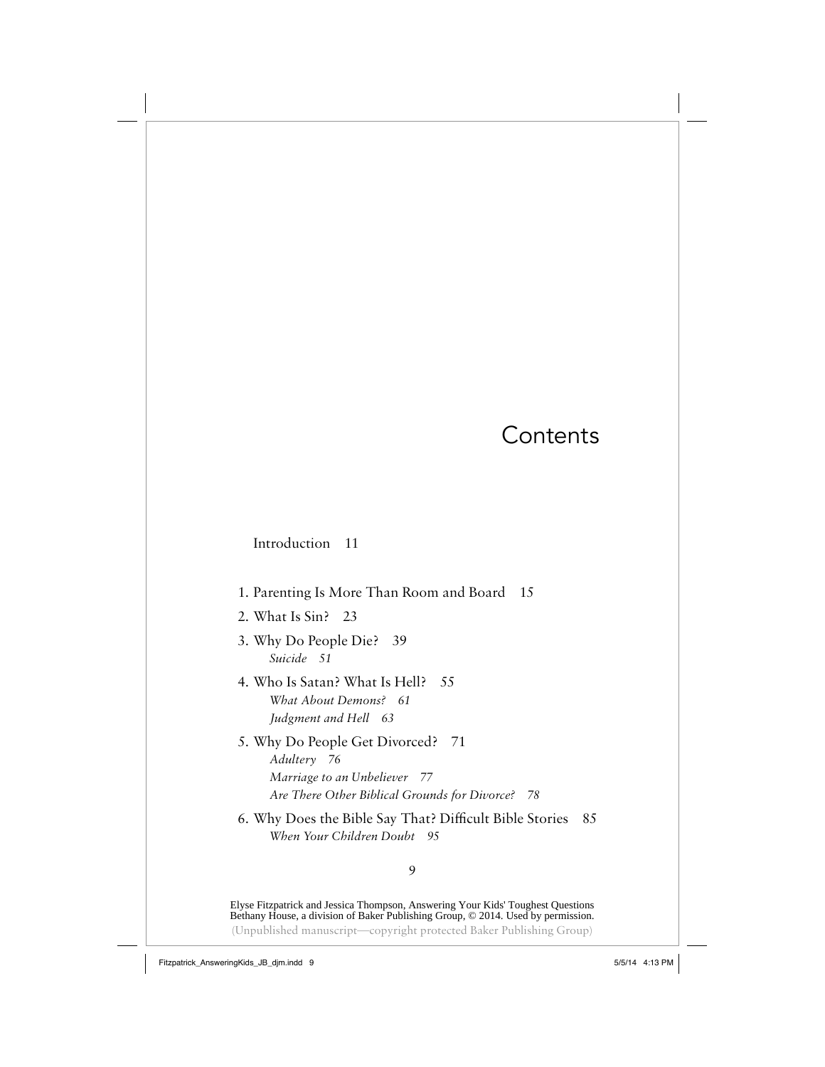# Contents

Introduction 11

1. Parenting Is More Than Room and Board 15
2. What Is Sin? 23
3. Why Do People Die? 39
   *Suicide 51*
4. Who Is Satan? What Is Hell? 55
   *What About Demons? 61*
   *Judgment and Hell 63*
5. Why Do People Get Divorced? 71
   *Adultery 76*
   *Marriage to an Unbeliever 77*
   *Are There Other Biblical Grounds for Divorce? 78*
6. Why Does the Bible Say That? Difficult Bible Stories 85
   *When Your Children Doubt 95*

Elyse Fitzpatrick and Jessica Thompson, Answering Your Kids' Toughest Questions
Bethany House, a division of Baker Publishing Group, © 2014. Used by permission.
(Unpublished manuscript—copyright protected Baker Publishing Group)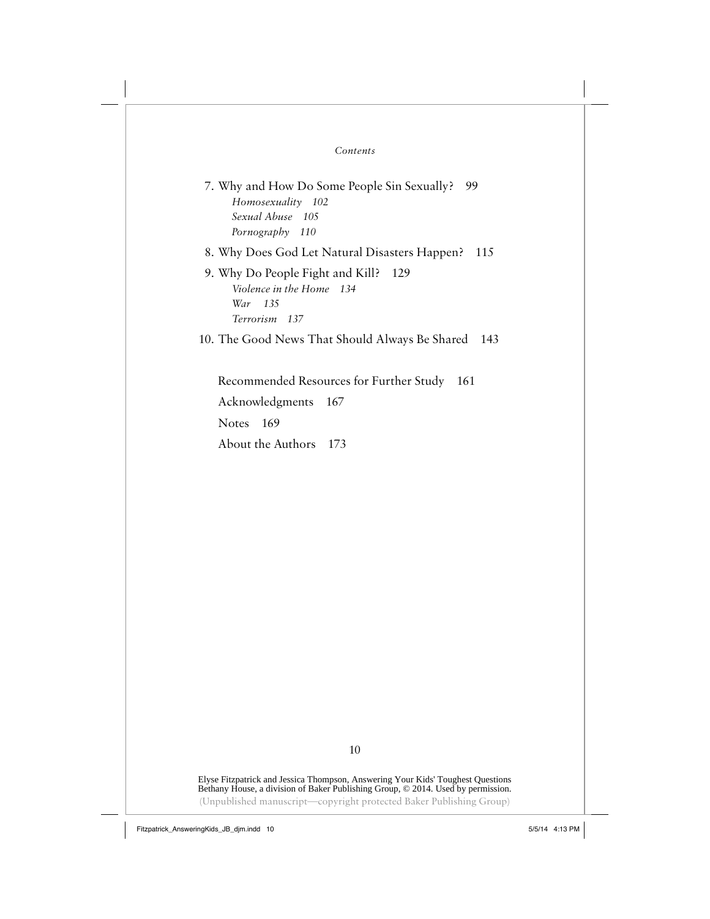7. Why and How Do Some People Sin Sexually? 99
   *Homosexuality 102*
   *Sexual Abuse 105*
   *Pornography 110*
8. Why Does God Let Natural Disasters Happen? 115
9. Why Do People Fight and Kill? 129
   *Violence in the Home 134*
   *War 135*
   *Terrorism 137*
10. The Good News That Should Always Be Shared 143

Recommended Resources for Further Study 161

Acknowledgments 167

Notes 169

About the Authors 173

Elyse Fitzpatrick and Jessica Thompson, Answering Your Kids' Toughest Questions
Bethany House, a division of Baker Publishing Group, © 2014. Used by permission.
(Unpublished manuscript—copyright protected Baker Publishing Group)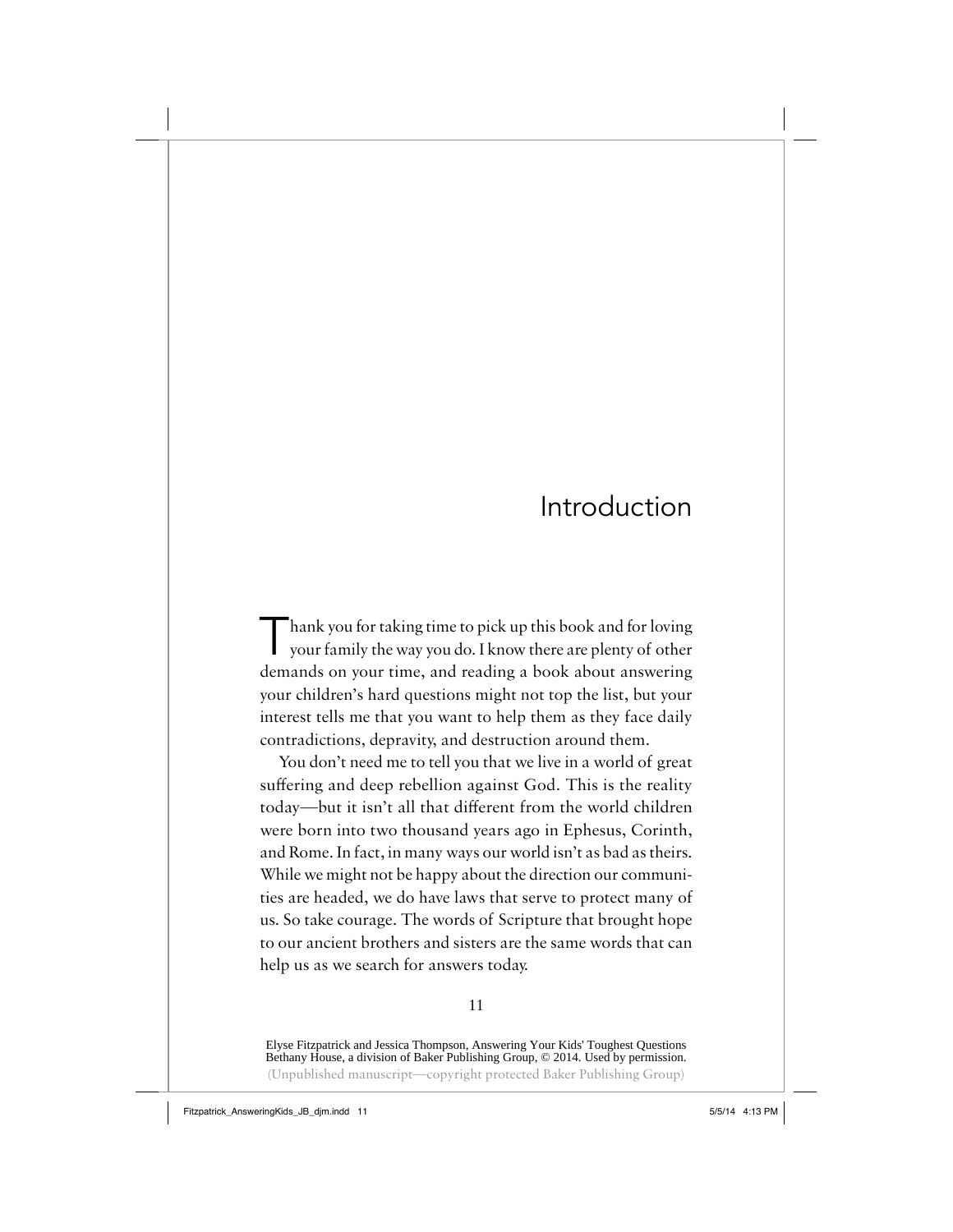# Introduction

Thank you for taking time to pick up this book and for loving your family the way you do. I know there are plenty of other demands on your time, and reading a book about answering your children's hard questions might not top the list, but your interest tells me that you want to help them as they face daily contradictions, depravity, and destruction around them.

You don't need me to tell you that we live in a world of great suffering and deep rebellion against God. This is the reality today—but it isn't all that different from the world children were born into two thousand years ago in Ephesus, Corinth, and Rome. In fact, in many ways our world isn't as bad as theirs. While we might not be happy about the direction our communities are headed, we do have laws that serve to protect many of us. So take courage. The words of Scripture that brought hope to our ancient brothers and sisters are the same words that can help us as we search for answers today.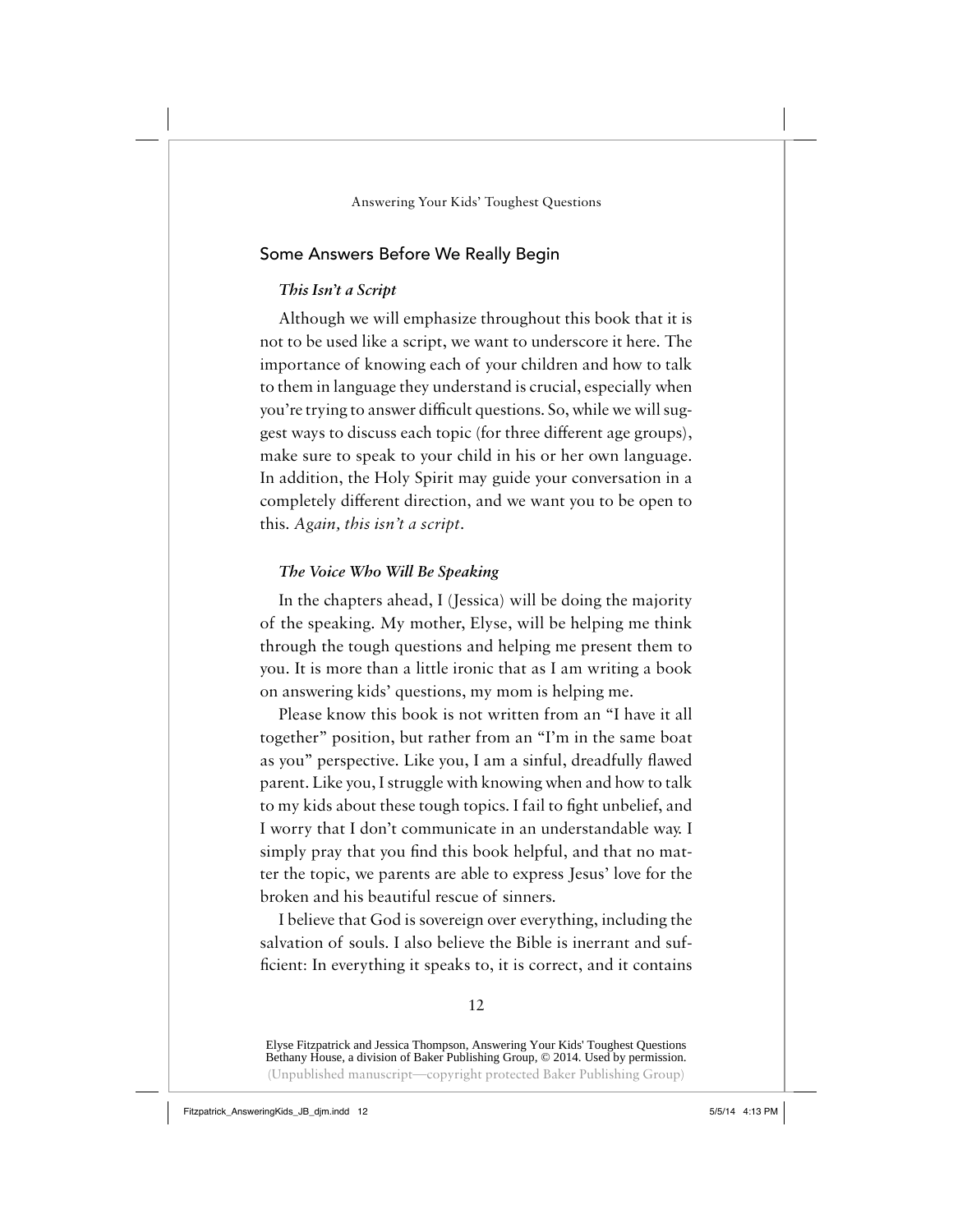## Some Answers Before We Really Begin

### *This Isn't a Script*

Although we will emphasize throughout this book that it is not to be used like a script, we want to underscore it here. The importance of knowing each of your children and how to talk to them in language they understand is crucial, especially when you're trying to answer difficult questions. So, while we will suggest ways to discuss each topic (for three different age groups), make sure to speak to your child in his or her own language. In addition, the Holy Spirit may guide your conversation in a completely different direction, and we want you to be open to this. *Again, this isn't a script.*

### *The Voice Who Will Be Speaking*

In the chapters ahead, I (Jessica) will be doing the majority of the speaking. My mother, Elyse, will be helping me think through the tough questions and helping me present them to you. It is more than a little ironic that as I am writing a book on answering kids' questions, my mom is helping me.

Please know this book is not written from an "I have it all together" position, but rather from an "I'm in the same boat as you" perspective. Like you, I am a sinful, dreadfully flawed parent. Like you, I struggle with knowing when and how to talk to my kids about these tough topics. I fail to fight unbelief, and I worry that I don't communicate in an understandable way. I simply pray that you find this book helpful, and that no matter the topic, we parents are able to express Jesus' love for the broken and his beautiful rescue of sinners.

I believe that God is sovereign over everything, including the salvation of souls. I also believe the Bible is inerrant and sufficient: In everything it speaks to, it is correct, and it contains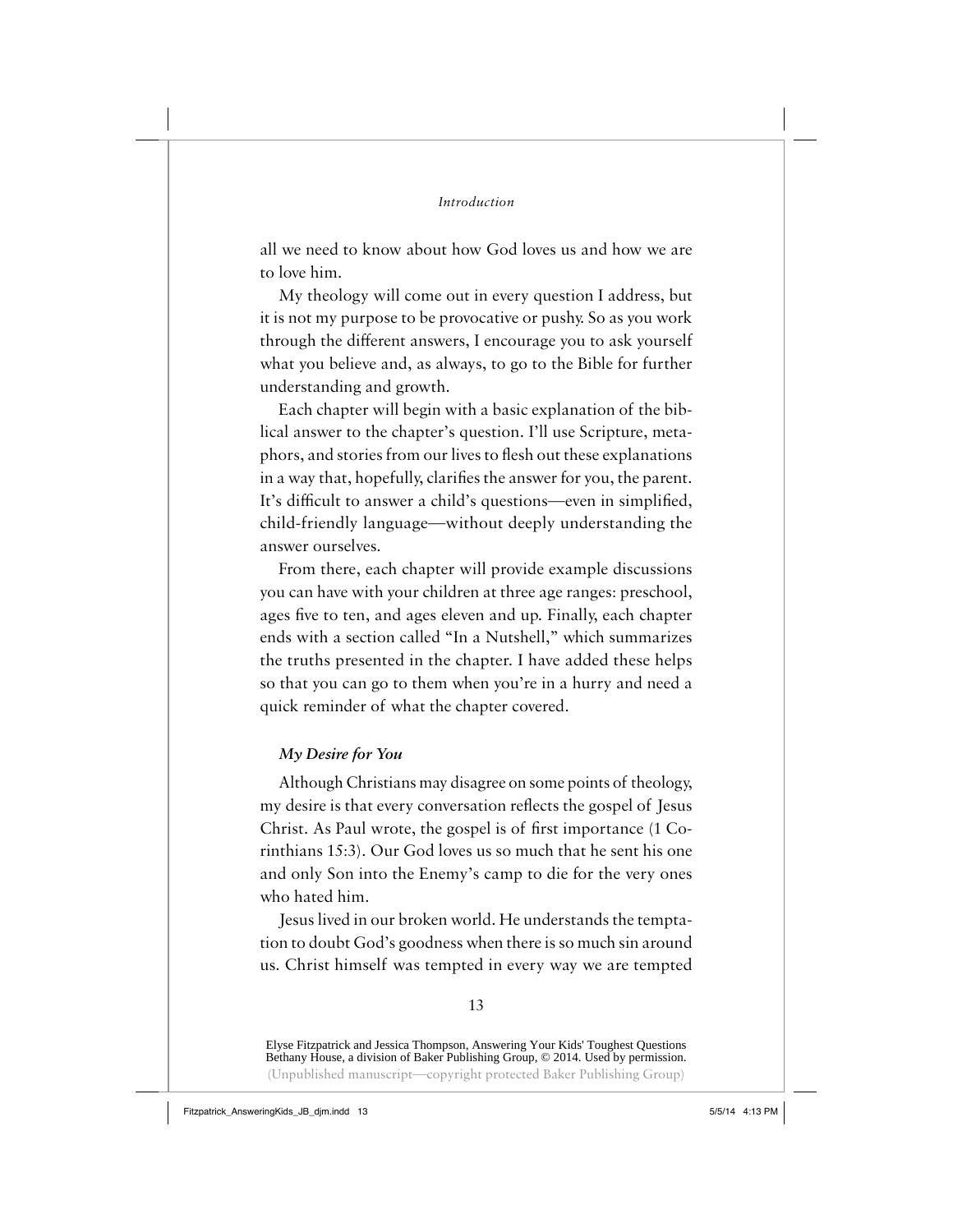all we need to know about how God loves us and how we are to love him.

My theology will come out in every question I address, but it is not my purpose to be provocative or pushy. So as you work through the different answers, I encourage you to ask yourself what you believe and, as always, to go to the Bible for further understanding and growth.

Each chapter will begin with a basic explanation of the biblical answer to the chapter's question. I'll use Scripture, metaphors, and stories from our lives to flesh out these explanations in a way that, hopefully, clarifies the answer for you, the parent. It's difficult to answer a child's questions—even in simplified, child-friendly language—without deeply understanding the answer ourselves.

From there, each chapter will provide example discussions you can have with your children at three age ranges: preschool, ages five to ten, and ages eleven and up. Finally, each chapter ends with a section called "In a Nutshell," which summarizes the truths presented in the chapter. I have added these helps so that you can go to them when you're in a hurry and need a quick reminder of what the chapter covered.

### *My Desire for You*

Although Christians may disagree on some points of theology, my desire is that every conversation reflects the gospel of Jesus Christ. As Paul wrote, the gospel is of first importance (1 Corinthians 15:3). Our God loves us so much that he sent his one and only Son into the Enemy's camp to die for the very ones who hated him.

Jesus lived in our broken world. He understands the temptation to doubt God's goodness when there is so much sin around us. Christ himself was tempted in every way we are tempted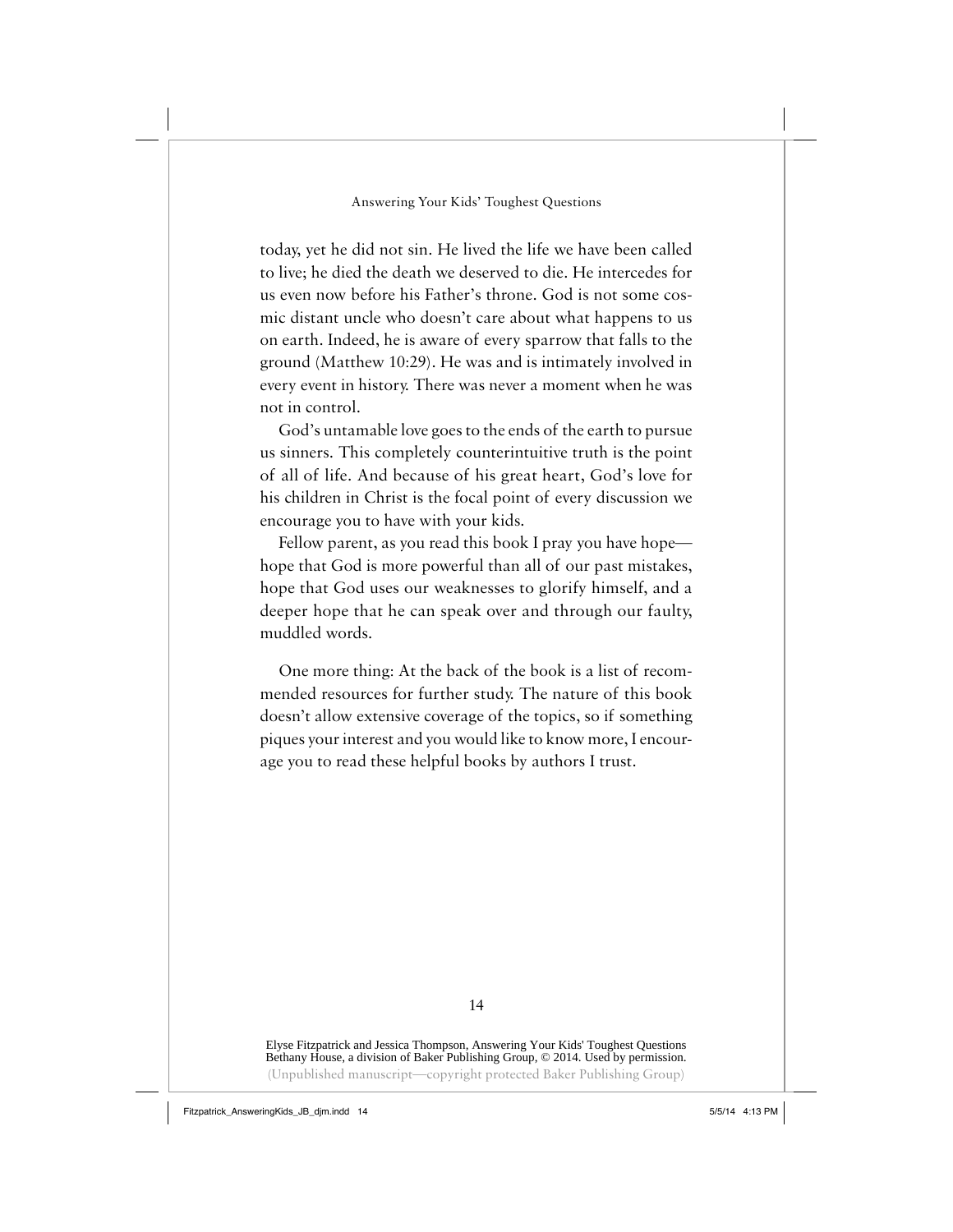today, yet he did not sin. He lived the life we have been called to live; he died the death we deserved to die. He intercedes for us even now before his Father's throne. God is not some cosmic distant uncle who doesn't care about what happens to us on earth. Indeed, he is aware of every sparrow that falls to the ground (Matthew 10:29). He was and is intimately involved in every event in history. There was never a moment when he was not in control.

God's untamable love goes to the ends of the earth to pursue us sinners. This completely counterintuitive truth is the point of all of life. And because of his great heart, God's love for his children in Christ is the focal point of every discussion we encourage you to have with your kids.

Fellow parent, as you read this book I pray you have hope—hope that God is more powerful than all of our past mistakes, hope that God uses our weaknesses to glorify himself, and a deeper hope that he can speak over and through our faulty, muddled words.

One more thing: At the back of the book is a list of recommended resources for further study. The nature of this book doesn't allow extensive coverage of the topics, so if something piques your interest and you would like to know more, I encourage you to read these helpful books by authors I trust.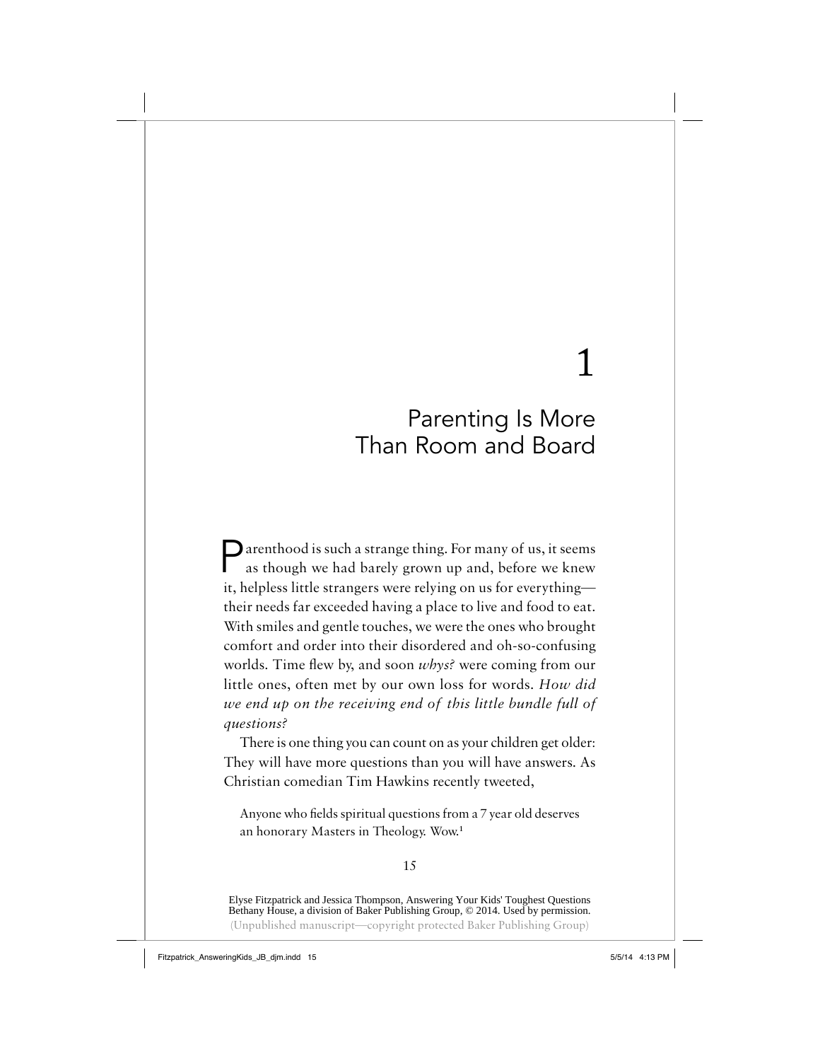# 1

# Parenting Is More Than Room and Board

Parenthood is such a strange thing. For many of us, it seems as though we had barely grown up and, before we knew it, helpless little strangers were relying on us for everything—their needs far exceeded having a place to live and food to eat. With smiles and gentle touches, we were the ones who brought comfort and order into their disordered and oh-so-confusing worlds. Time flew by, and soon *whys?* were coming from our little ones, often met by our own loss for words. *How did we end up on the receiving end of this little bundle full of questions?*

There is one thing you can count on as your children get older: They will have more questions than you will have answers. As Christian comedian Tim Hawkins recently tweeted,

> Anyone who fields spiritual questions from a 7 year old deserves an honorary Masters in Theology. Wow.[1]

Elyse Fitzpatrick and Jessica Thompson, Answering Your Kids' Toughest Questions
Bethany House, a division of Baker Publishing Group, © 2014. Used by permission.
(Unpublished manuscript—copyright protected Baker Publishing Group)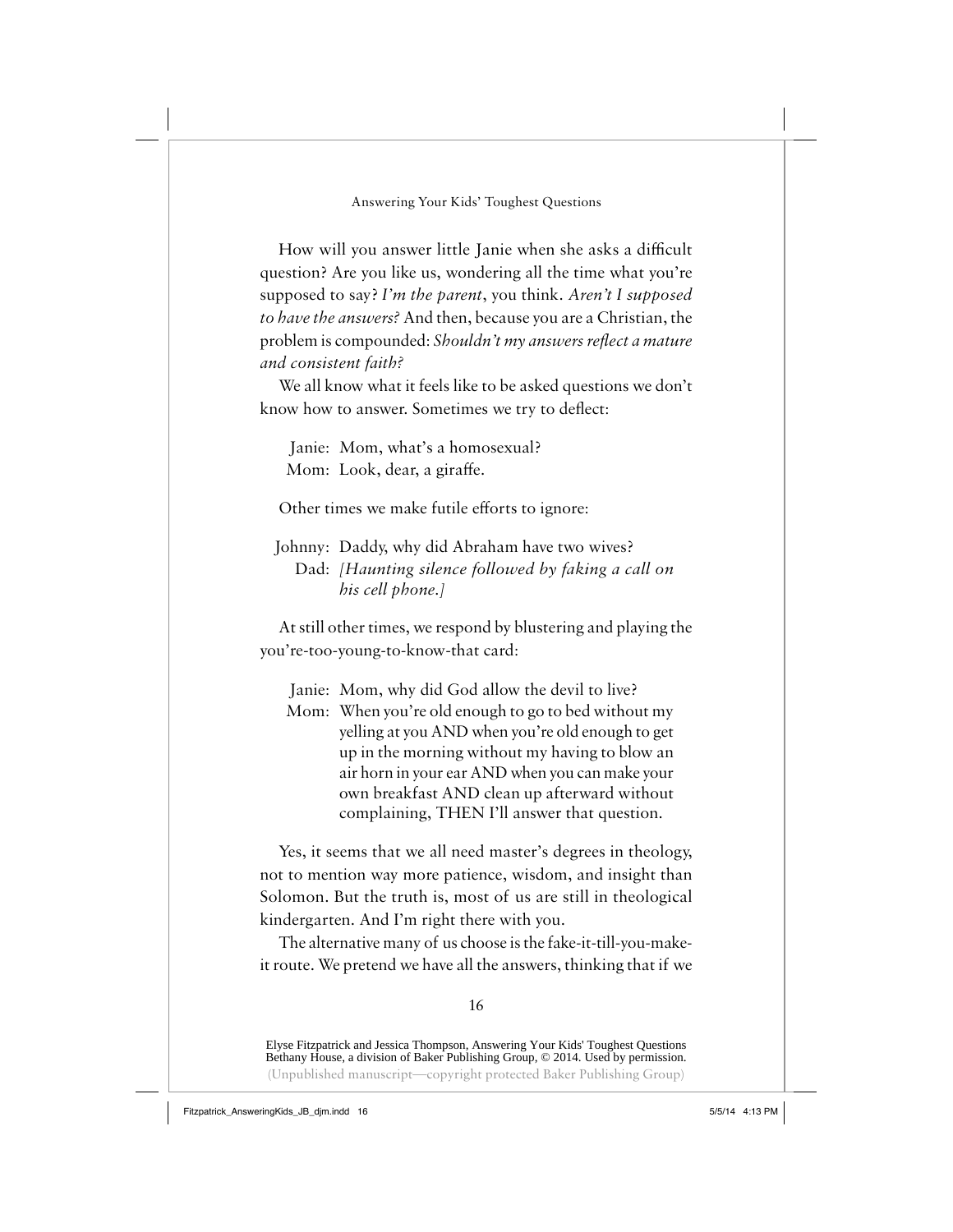How will you answer little Janie when she asks a difficult question? Are you like us, wondering all the time what you're supposed to say? *I'm the parent*, you think. *Aren't I supposed to have the answers?* And then, because you are a Christian, the problem is compounded: *Shouldn't my answers reflect a mature and consistent faith?*

We all know what it feels like to be asked questions we don't know how to answer. Sometimes we try to deflect:

Janie: Mom, what's a homosexual?
Mom: Look, dear, a giraffe.

Other times we make futile efforts to ignore:

Johnny: Daddy, why did Abraham have two wives?
Dad: *[Haunting silence followed by faking a call on his cell phone.]*

At still other times, we respond by blustering and playing the you're-too-young-to-know-that card:

Janie: Mom, why did God allow the devil to live?
Mom: When you're old enough to go to bed without my yelling at you AND when you're old enough to get up in the morning without my having to blow an air horn in your ear AND when you can make your own breakfast AND clean up afterward without complaining, THEN I'll answer that question.

Yes, it seems that we all need master's degrees in theology, not to mention way more patience, wisdom, and insight than Solomon. But the truth is, most of us are still in theological kindergarten. And I'm right there with you.

The alternative many of us choose is the fake-it-till-you-make-it route. We pretend we have all the answers, thinking that if we

Elyse Fitzpatrick and Jessica Thompson, Answering Your Kids' Toughest Questions
Bethany House, a division of Baker Publishing Group, © 2014. Used by permission.
(Unpublished manuscript—copyright protected Baker Publishing Group)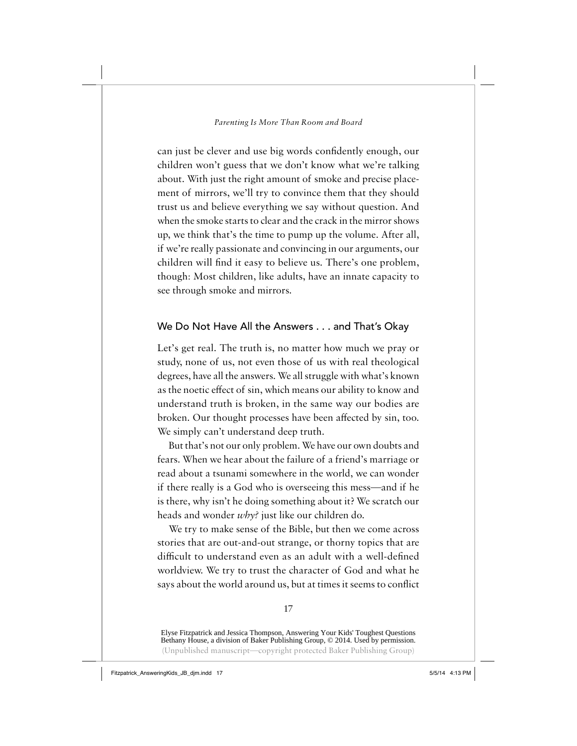can just be clever and use big words confidently enough, our children won't guess that we don't know what we're talking about. With just the right amount of smoke and precise placement of mirrors, we'll try to convince them that they should trust us and believe everything we say without question. And when the smoke starts to clear and the crack in the mirror shows up, we think that's the time to pump up the volume. After all, if we're really passionate and convincing in our arguments, our children will find it easy to believe us. There's one problem, though: Most children, like adults, have an innate capacity to see through smoke and mirrors.

## We Do Not Have All the Answers . . . and That's Okay

Let's get real. The truth is, no matter how much we pray or study, none of us, not even those of us with real theological degrees, have all the answers. We all struggle with what's known as the noetic effect of sin, which means our ability to know and understand truth is broken, in the same way our bodies are broken. Our thought processes have been affected by sin, too. We simply can't understand deep truth.

But that's not our only problem. We have our own doubts and fears. When we hear about the failure of a friend's marriage or read about a tsunami somewhere in the world, we can wonder if there really is a God who is overseeing this mess—and if he is there, why isn't he doing something about it? We scratch our heads and wonder *why?* just like our children do.

We try to make sense of the Bible, but then we come across stories that are out-and-out strange, or thorny topics that are difficult to understand even as an adult with a well-defined worldview. We try to trust the character of God and what he says about the world around us, but at times it seems to conflict

Elyse Fitzpatrick and Jessica Thompson, Answering Your Kids' Toughest Questions
Bethany House, a division of Baker Publishing Group, © 2014. Used by permission.
(Unpublished manuscript—copyright protected Baker Publishing Group)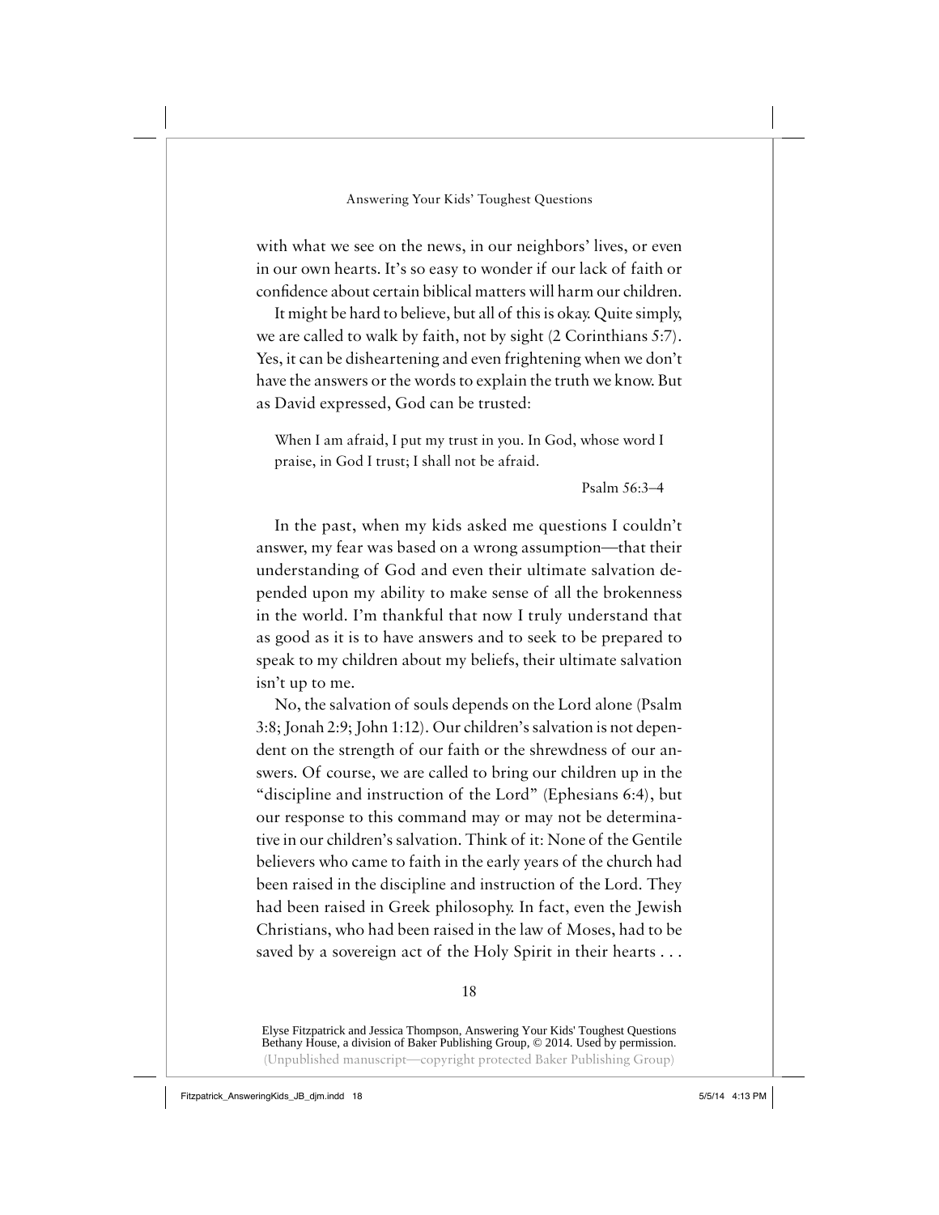with what we see on the news, in our neighbors' lives, or even in our own hearts. It's so easy to wonder if our lack of faith or confidence about certain biblical matters will harm our children.

It might be hard to believe, but all of this is okay. Quite simply, we are called to walk by faith, not by sight (2 Corinthians 5:7). Yes, it can be disheartening and even frightening when we don't have the answers or the words to explain the truth we know. But as David expressed, God can be trusted:

> When I am afraid, I put my trust in you. In God, whose word I praise, in God I trust; I shall not be afraid.
>
> Psalm 56:3–4

In the past, when my kids asked me questions I couldn't answer, my fear was based on a wrong assumption—that their understanding of God and even their ultimate salvation depended upon my ability to make sense of all the brokenness in the world. I'm thankful that now I truly understand that as good as it is to have answers and to seek to be prepared to speak to my children about my beliefs, their ultimate salvation isn't up to me.

No, the salvation of souls depends on the Lord alone (Psalm 3:8; Jonah 2:9; John 1:12). Our children's salvation is not dependent on the strength of our faith or the shrewdness of our answers. Of course, we are called to bring our children up in the "discipline and instruction of the Lord" (Ephesians 6:4), but our response to this command may or may not be determinative in our children's salvation. Think of it: None of the Gentile believers who came to faith in the early years of the church had been raised in the discipline and instruction of the Lord. They had been raised in Greek philosophy. In fact, even the Jewish Christians, who had been raised in the law of Moses, had to be saved by a sovereign act of the Holy Spirit in their hearts . . .

Elyse Fitzpatrick and Jessica Thompson, Answering Your Kids' Toughest Questions
Bethany House, a division of Baker Publishing Group, © 2014. Used by permission.
(Unpublished manuscript—copyright protected Baker Publishing Group)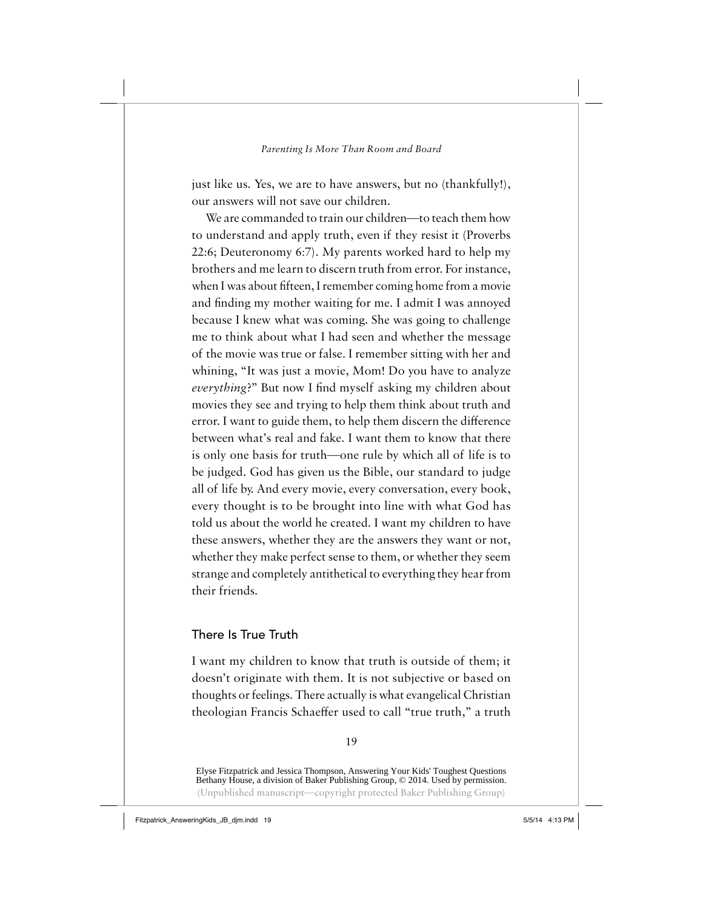just like us. Yes, we are to have answers, but no (thankfully!), our answers will not save our children.

We are commanded to train our children—to teach them how to understand and apply truth, even if they resist it (Proverbs 22:6; Deuteronomy 6:7). My parents worked hard to help my brothers and me learn to discern truth from error. For instance, when I was about fifteen, I remember coming home from a movie and finding my mother waiting for me. I admit I was annoyed because I knew what was coming. She was going to challenge me to think about what I had seen and whether the message of the movie was true or false. I remember sitting with her and whining, "It was just a movie, Mom! Do you have to analyze *everything*?" But now I find myself asking my children about movies they see and trying to help them think about truth and error. I want to guide them, to help them discern the difference between what's real and fake. I want them to know that there is only one basis for truth—one rule by which all of life is to be judged. God has given us the Bible, our standard to judge all of life by. And every movie, every conversation, every book, every thought is to be brought into line with what God has told us about the world he created. I want my children to have these answers, whether they are the answers they want or not, whether they make perfect sense to them, or whether they seem strange and completely antithetical to everything they hear from their friends.

## There Is True Truth

I want my children to know that truth is outside of them; it doesn't originate with them. It is not subjective or based on thoughts or feelings. There actually is what evangelical Christian theologian Francis Schaeffer used to call "true truth," a truth

Elyse Fitzpatrick and Jessica Thompson, Answering Your Kids' Toughest Questions
Bethany House, a division of Baker Publishing Group, © 2014. Used by permission.
(Unpublished manuscript—copyright protected Baker Publishing Group)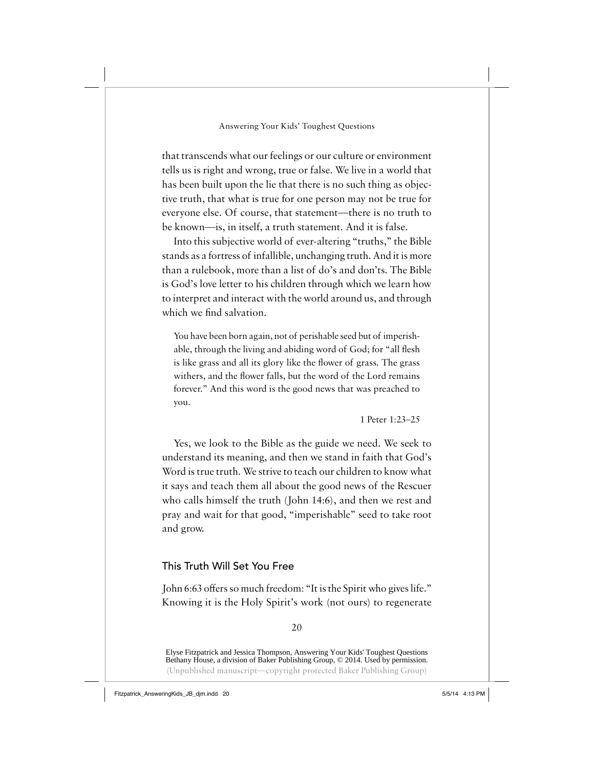that transcends what our feelings or our culture or environment tells us is right and wrong, true or false. We live in a world that has been built upon the lie that there is no such thing as objective truth, that what is true for one person may not be true for everyone else. Of course, that statement—there is no truth to be known—is, in itself, a truth statement. And it is false.

Into this subjective world of ever-altering "truths," the Bible stands as a fortress of infallible, unchanging truth. And it is more than a rulebook, more than a list of do's and don'ts. The Bible is God's love letter to his children through which we learn how to interpret and interact with the world around us, and through which we find salvation.

> You have been born again, not of perishable seed but of imperishable, through the living and abiding word of God; for "all flesh is like grass and all its glory like the flower of grass. The grass withers, and the flower falls, but the word of the Lord remains forever." And this word is the good news that was preached to you.
>
> 1 Peter 1:23–25

Yes, we look to the Bible as the guide we need. We seek to understand its meaning, and then we stand in faith that God's Word is true truth. We strive to teach our children to know what it says and teach them all about the good news of the Rescuer who calls himself the truth (John 14:6), and then we rest and pray and wait for that good, "imperishable" seed to take root and grow.

## This Truth Will Set You Free

John 6:63 offers so much freedom: "It is the Spirit who gives life." Knowing it is the Holy Spirit's work (not ours) to regenerate

Elyse Fitzpatrick and Jessica Thompson, Answering Your Kids' Toughest Questions
Bethany House, a division of Baker Publishing Group, © 2014. Used by permission.
(Unpublished manuscript—copyright protected Baker Publishing Group)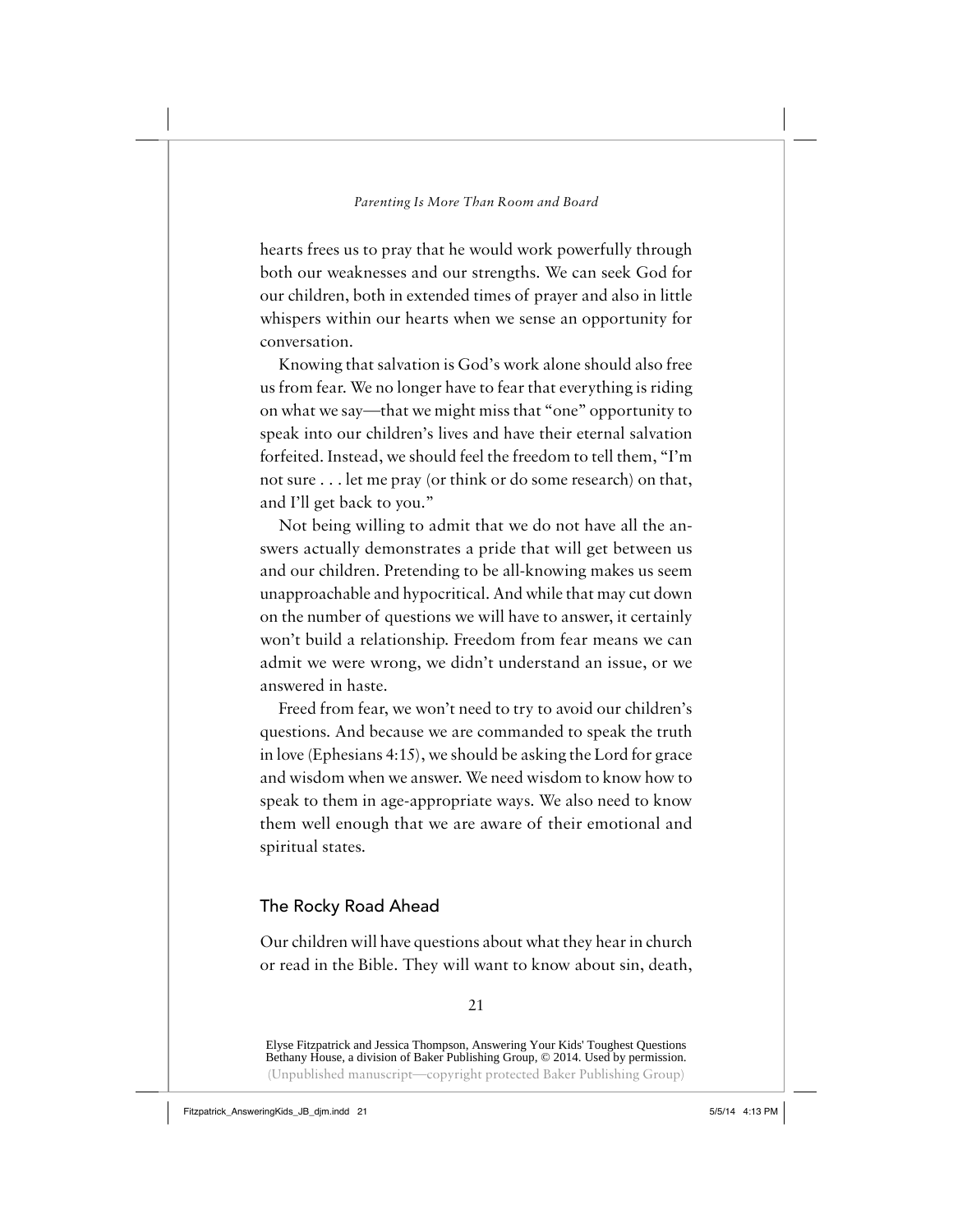hearts frees us to pray that he would work powerfully through both our weaknesses and our strengths. We can seek God for our children, both in extended times of prayer and also in little whispers within our hearts when we sense an opportunity for conversation.

Knowing that salvation is God's work alone should also free us from fear. We no longer have to fear that everything is riding on what we say—that we might miss that "one" opportunity to speak into our children's lives and have their eternal salvation forfeited. Instead, we should feel the freedom to tell them, "I'm not sure . . . let me pray (or think or do some research) on that, and I'll get back to you."

Not being willing to admit that we do not have all the answers actually demonstrates a pride that will get between us and our children. Pretending to be all-knowing makes us seem unapproachable and hypocritical. And while that may cut down on the number of questions we will have to answer, it certainly won't build a relationship. Freedom from fear means we can admit we were wrong, we didn't understand an issue, or we answered in haste.

Freed from fear, we won't need to try to avoid our children's questions. And because we are commanded to speak the truth in love (Ephesians 4:15), we should be asking the Lord for grace and wisdom when we answer. We need wisdom to know how to speak to them in age-appropriate ways. We also need to know them well enough that we are aware of their emotional and spiritual states.

## The Rocky Road Ahead

Our children will have questions about what they hear in church or read in the Bible. They will want to know about sin, death,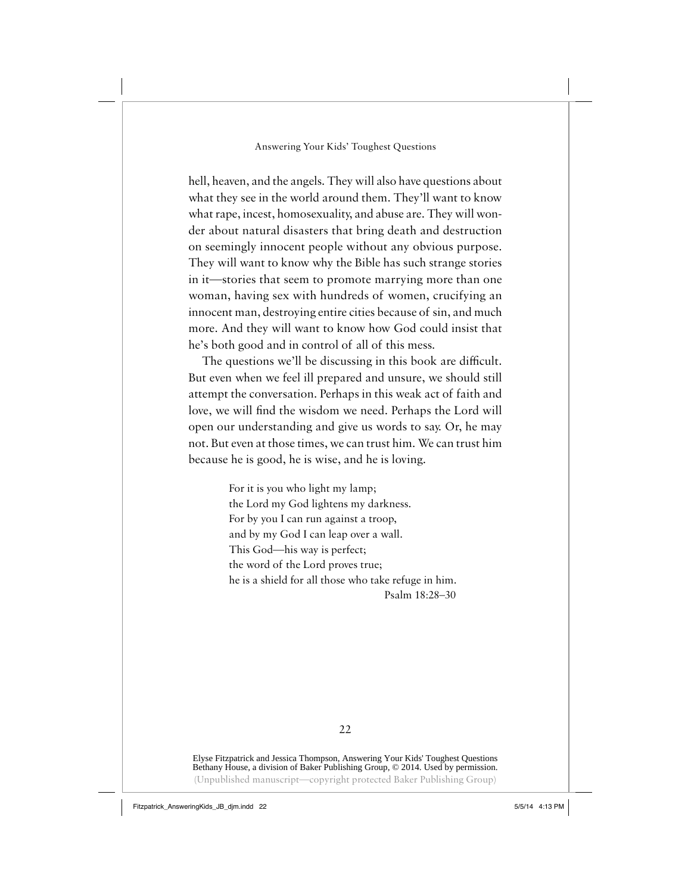hell, heaven, and the angels. They will also have questions about what they see in the world around them. They'll want to know what rape, incest, homosexuality, and abuse are. They will wonder about natural disasters that bring death and destruction on seemingly innocent people without any obvious purpose. They will want to know why the Bible has such strange stories in it—stories that seem to promote marrying more than one woman, having sex with hundreds of women, crucifying an innocent man, destroying entire cities because of sin, and much more. And they will want to know how God could insist that he's both good and in control of all of this mess.

The questions we'll be discussing in this book are difficult. But even when we feel ill prepared and unsure, we should still attempt the conversation. Perhaps in this weak act of faith and love, we will find the wisdom we need. Perhaps the Lord will open our understanding and give us words to say. Or, he may not. But even at those times, we can trust him. We can trust him because he is good, he is wise, and he is loving.

> For it is you who light my lamp;
> the Lord my God lightens my darkness.
> For by you I can run against a troop,
> and by my God I can leap over a wall.
> This God—his way is perfect;
> the word of the Lord proves true;
> he is a shield for all those who take refuge in him.
>
> Psalm 18:28–30

Elyse Fitzpatrick and Jessica Thompson, Answering Your Kids' Toughest Questions
Bethany House, a division of Baker Publishing Group, © 2014. Used by permission.
(Unpublished manuscript—copyright protected Baker Publishing Group)